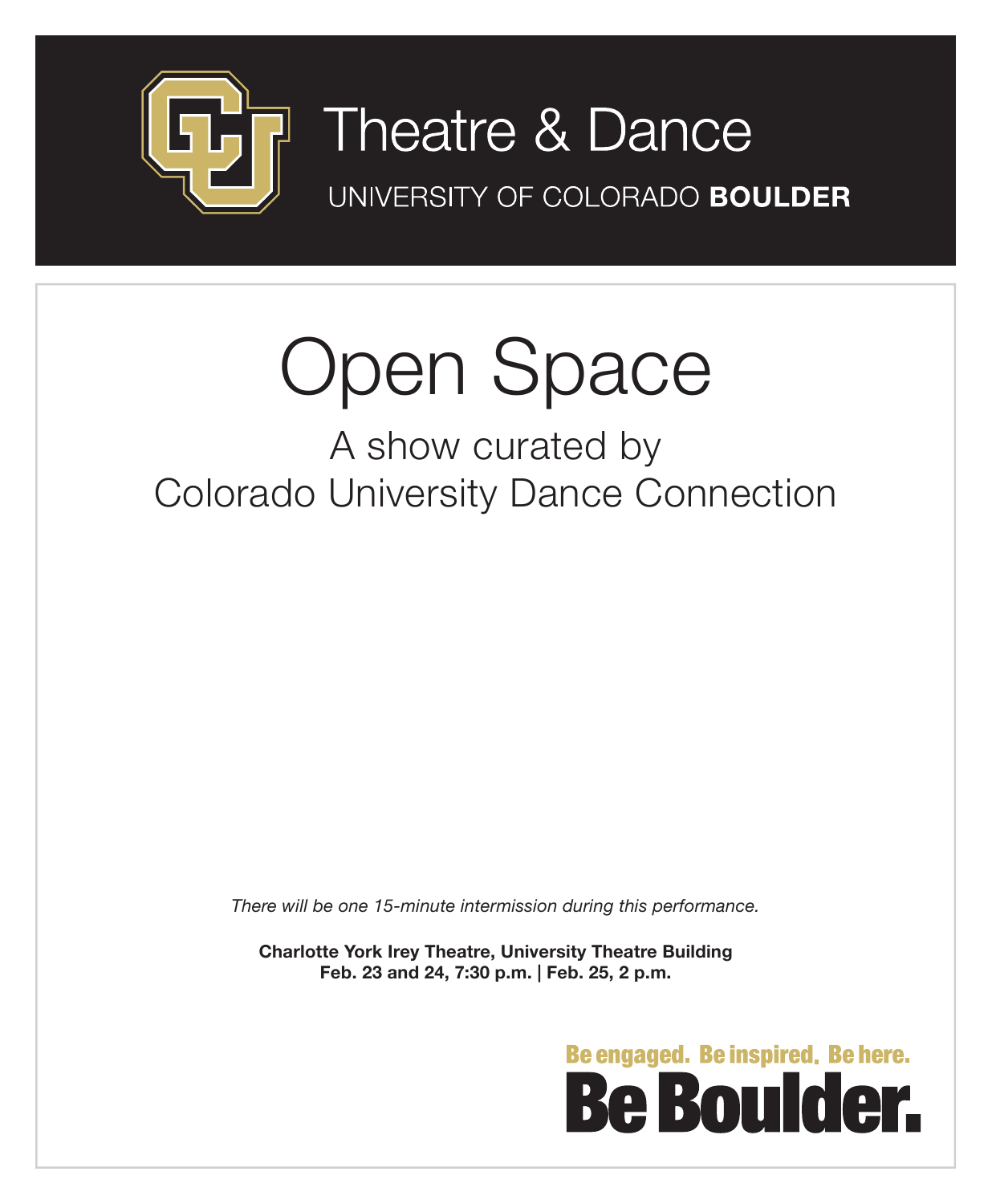Theatre & Dance

UNIVERSITY OF COLORADO **BOULDER**

# Open Space

## A show curated by Colorado University Dance Connection

*There will be one 15-minute intermission during this performance.*

**Charlotte York Irey Theatre, University Theatre Building**
**Feb. 23 and 24, 7:30 p.m. | Feb. 25, 2 p.m.**

**Be engaged. Be inspired. Be here.**
**Be Boulder.**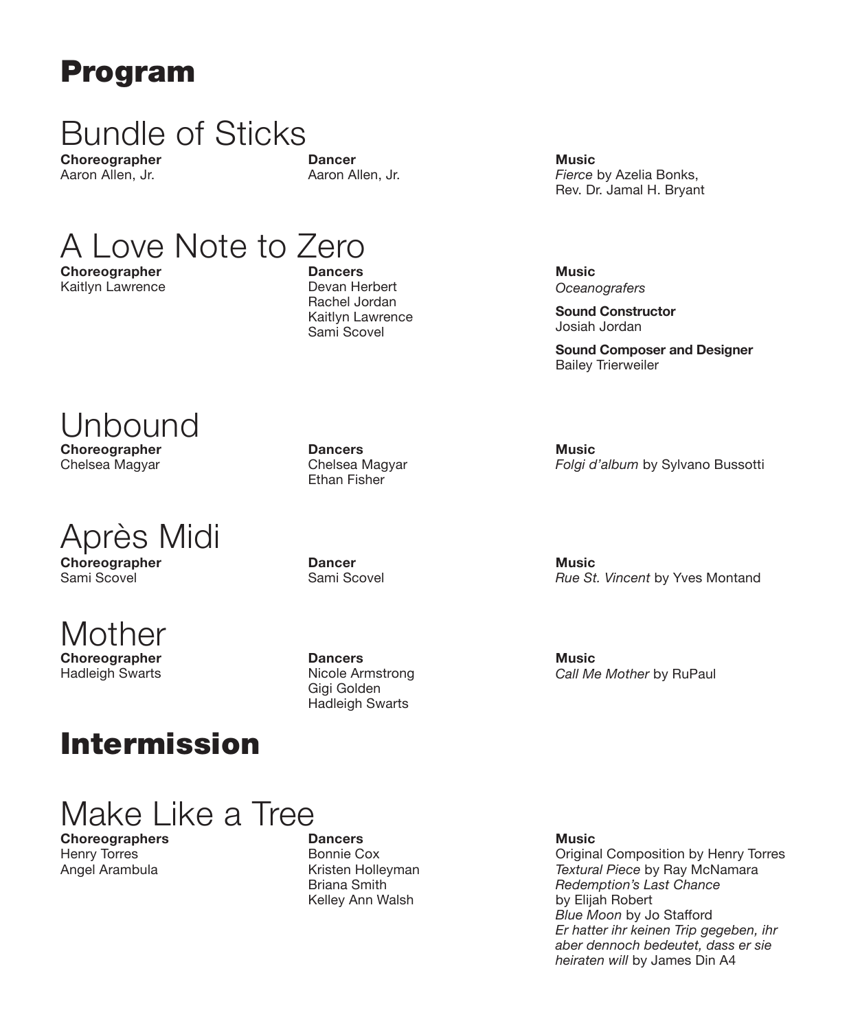# Program

## Bundle of Sticks

**Choreographer**
Aaron Allen, Jr.

**Dancer**
Aaron Allen, Jr.

**Music**
*Fierce* by Azelia Bonks, Rev. Dr. Jamal H. Bryant

## A Love Note to Zero

**Choreographer**
Kaitlyn Lawrence

**Dancers**
Devan Herbert
Rachel Jordan
Kaitlyn Lawrence
Sami Scovel

**Music**
*Oceanografers*

**Sound Constructor**
Josiah Jordan

**Sound Composer and Designer**
Bailey Trierweiler

## Unbound

**Choreographer**
Chelsea Magyar

**Dancers**
Chelsea Magyar
Ethan Fisher

**Music**
*Folgi d'album* by Sylvano Bussotti

## Après Midi

**Choreographer**
Sami Scovel

**Dancer**
Sami Scovel

**Music**
*Rue St. Vincent* by Yves Montand

## Mother

**Choreographer**
Hadleigh Swarts

**Dancers**
Nicole Armstrong
Gigi Golden
Hadleigh Swarts

**Music**
*Call Me Mother* by RuPaul

# Intermission

## Make Like a Tree

**Choreographers**
Henry Torres
Angel Arambula

**Dancers**
Bonnie Cox
Kristen Holleyman
Briana Smith
Kelley Ann Walsh

**Music**
Original Composition by Henry Torres
*Textural Piece* by Ray McNamara
*Redemption's Last Chance* by Elijah Robert
*Blue Moon* by Jo Stafford
*Er hatter ihr keinen Trip gegeben, ihr aber dennoch bedeutet, dass er sie heiraten will* by James Din A4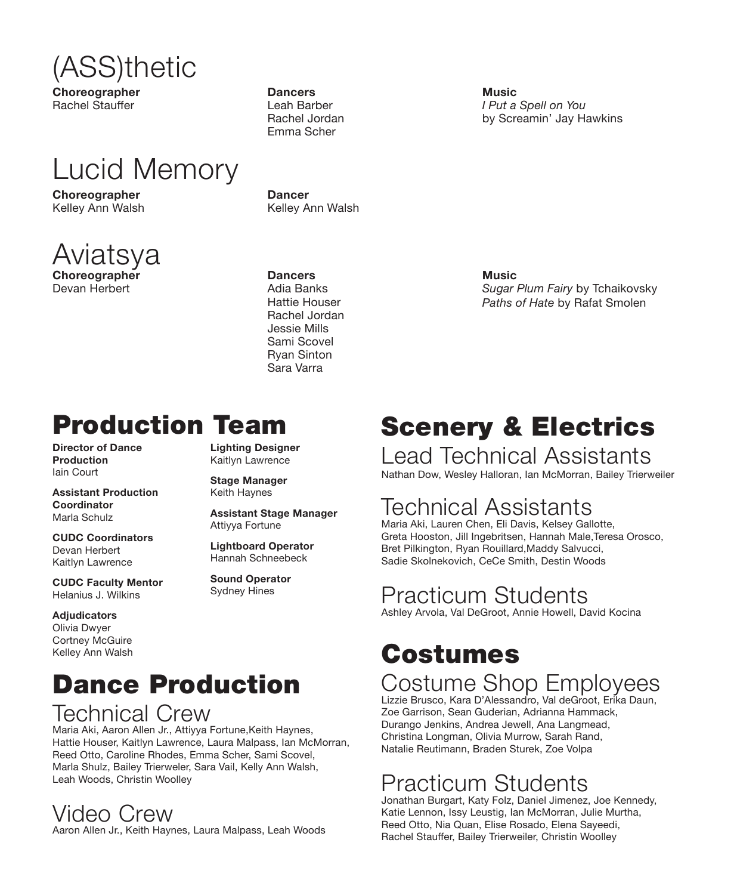## (ASS)thetic

**Choreographer**
Rachel Stauffer

**Dancers**
Leah Barber
Rachel Jordan
Emma Scher

**Music**
*I Put a Spell on You*
by Screamin' Jay Hawkins

## Lucid Memory

**Choreographer**
Kelley Ann Walsh

**Dancer**
Kelley Ann Walsh

## Aviatsya

**Choreographer**
Devan Herbert

**Dancers**
Adia Banks
Hattie Houser
Rachel Jordan
Jessie Mills
Sami Scovel
Ryan Sinton
Sara Varra

**Music**
*Sugar Plum Fairy* by Tchaikovsky
*Paths of Hate* by Rafat Smolen

# Production Team

**Director of Dance Production**
Iain Court

**Assistant Production Coordinator**
Marla Schulz

**CUDC Coordinators**
Devan Herbert
Kaitlyn Lawrence

**CUDC Faculty Mentor**
Helanius J. Wilkins

**Adjudicators**
Olivia Dwyer
Cortney McGuire
Kelley Ann Walsh

**Lighting Designer**
Kaitlyn Lawrence

**Stage Manager**
Keith Haynes

**Assistant Stage Manager**
Attiyya Fortune

**Lightboard Operator**
Hannah Schneebeck

**Sound Operator**
Sydney Hines

# Dance Production

## Technical Crew

Maria Aki, Aaron Allen Jr., Attiyya Fortune,Keith Haynes, Hattie Houser, Kaitlyn Lawrence, Laura Malpass, Ian McMorran, Reed Otto, Caroline Rhodes, Emma Scher, Sami Scovel, Marla Shulz, Bailey Trierweler, Sara Vail, Kelly Ann Walsh, Leah Woods, Christin Woolley

## Video Crew

Aaron Allen Jr., Keith Haynes, Laura Malpass, Leah Woods

# Scenery & Electrics

## Lead Technical Assistants

Nathan Dow, Wesley Halloran, Ian McMorran, Bailey Trierweiler

## Technical Assistants

Maria Aki, Lauren Chen, Eli Davis, Kelsey Gallotte, Greta Hooston, Jill Ingebritsen, Hannah Male,Teresa Orosco, Bret Pilkington, Ryan Rouillard,Maddy Salvucci, Sadie Skolnekovich, CeCe Smith, Destin Woods

## Practicum Students

Ashley Arvola, Val DeGroot, Annie Howell, David Kocina

# Costumes

## Costume Shop Employees

Lizzie Brusco, Kara D'Alessandro, Val deGroot, Erika Daun, Zoe Garrison, Sean Guderian, Adrianna Hammack, Durango Jenkins, Andrea Jewell, Ana Langmead, Christina Longman, Olivia Murrow, Sarah Rand, Natalie Reutimann, Braden Sturek, Zoe Volpa

## Practicum Students

Jonathan Burgart, Katy Folz, Daniel Jimenez, Joe Kennedy, Katie Lennon, Issy Leustig, Ian McMorran, Julie Murtha, Reed Otto, Nia Quan, Elise Rosado, Elena Sayeedi, Rachel Stauffer, Bailey Trierweiler, Christin Woolley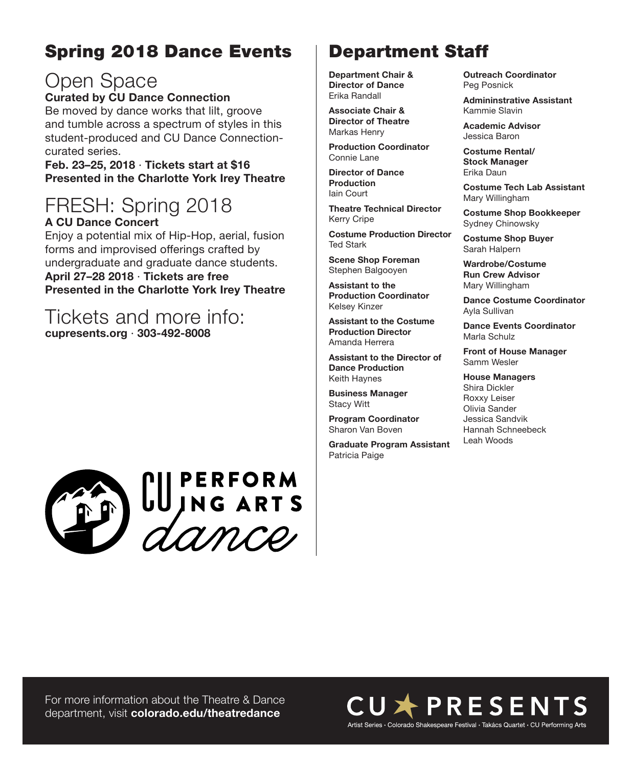## Spring 2018 Dance Events

### Open Space

**Curated by CU Dance Connection**

Be moved by dance works that lilt, groove and tumble across a spectrum of styles in this student-produced and CU Dance Connection-curated series.

**Feb. 23–25, 2018 · Tickets start at $16**
**Presented in the Charlotte York Irey Theatre**

### FRESH: Spring 2018

**A CU Dance Concert**

Enjoy a potential mix of Hip-Hop, aerial, fusion forms and improvised offerings crafted by undergraduate and graduate dance students.

**April 27–28 2018 · Tickets are free**
**Presented in the Charlotte York Irey Theatre**

### Tickets and more info:

**cupresents.org · 303-492-8008**

CU PERFORMING ARTS dance

## Department Staff

**Department Chair & Director of Dance**
Erika Randall

**Associate Chair & Director of Theatre**
Markas Henry

**Production Coordinator**
Connie Lane

**Director of Dance Production**
Iain Court

**Theatre Technical Director**
Kerry Cripe

**Costume Production Director**
Ted Stark

**Scene Shop Foreman**
Stephen Balgooyen

**Assistant to the Production Coordinator**
Kelsey Kinzer

**Assistant to the Costume Production Director**
Amanda Herrera

**Assistant to the Director of Dance Production**
Keith Haynes

**Business Manager**
Stacy Witt

**Program Coordinator**
Sharon Van Boven

**Graduate Program Assistant**
Patricia Paige

**Outreach Coordinator**
Peg Posnick

**Admininstrative Assistant**
Kammie Slavin

**Academic Advisor**
Jessica Baron

**Costume Rental/ Stock Manager**
Erika Daun

**Costume Tech Lab Assistant**
Mary Willingham

**Costume Shop Bookkeeper**
Sydney Chinowsky

**Costume Shop Buyer**
Sarah Halpern

**Wardrobe/Costume Run Crew Advisor**
Mary Willingham

**Dance Costume Coordinator**
Ayla Sullivan

**Dance Events Coordinator**
Marla Schulz

**Front of House Manager**
Samm Wesler

**House Managers**
Shira Dickler
Roxxy Leiser
Olivia Sander
Jessica Sandvik
Hannah Schneebeck
Leah Woods

For more information about the Theatre & Dance department, visit **colorado.edu/theatredance**

CU PRESENTS
Artist Series · Colorado Shakespeare Festival · Takács Quartet · CU Performing Arts